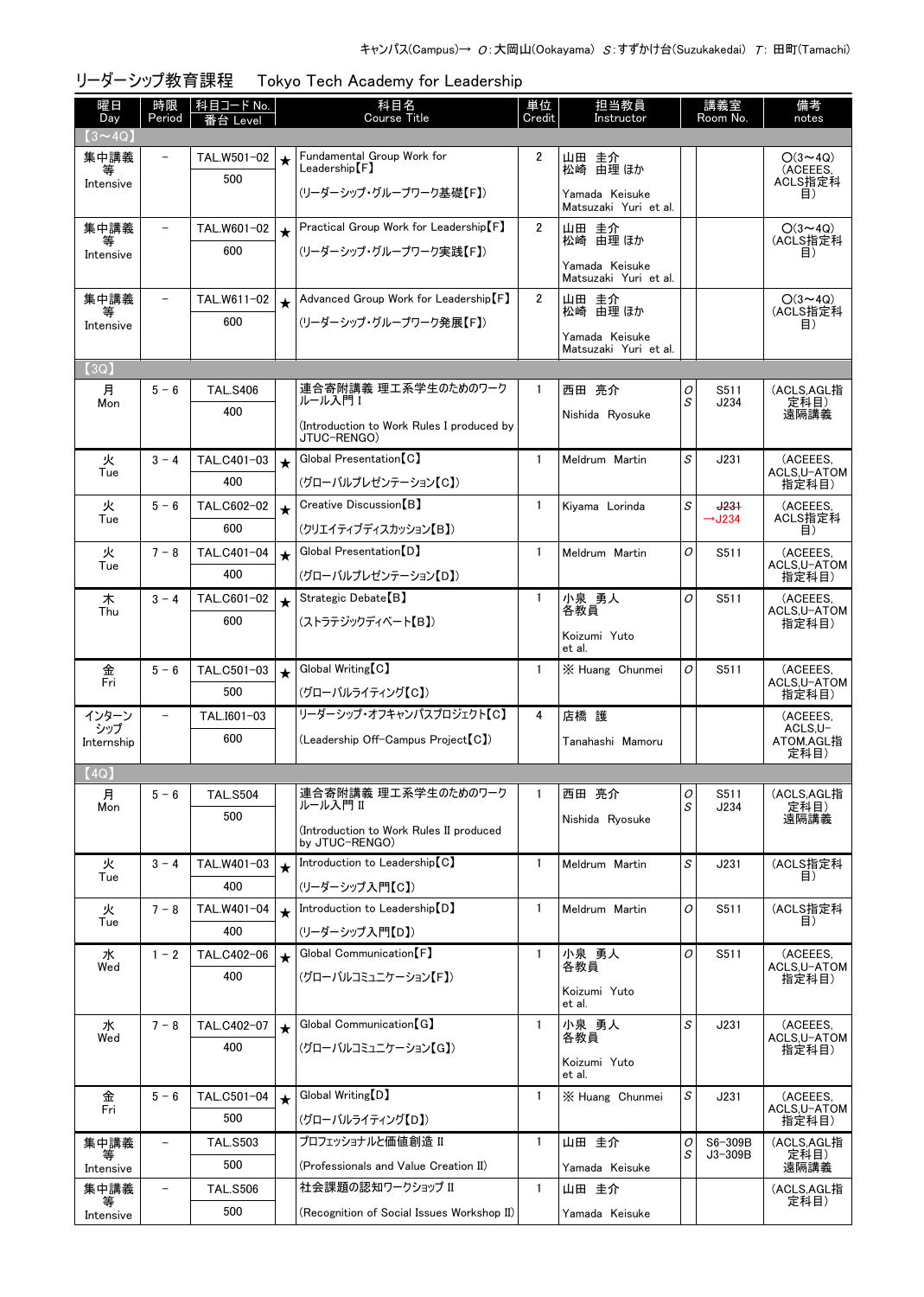キャンパス(Campus)→ O:大岡山(Ookayama) S:すずかけ台(Suzukakedai) T: 田町(Tamachi)

## リーダーシップ教育課程　Tokyo Tech Academy for Leadership

| 曜日 Day | 時限 Period | 科目コード No. 番台 Level | | 科目名 Course Title | 単位 Credit | 担当教員 Instructor | 講義室 Room No. | | 備考 notes |
|---|---|---|---|---|---|---|---|---|---|
| 【3～4Q】 | | | | | | | | | |
| 集中講義等 Intensive | － | TAL.W501-02 500 | ★ | Fundamental Group Work for Leadership【F】 (リーダーシップ・グループワーク基礎【F】) | 2 | 山田 圭介 松崎 由理 ほか Yamada Keisuke Matsuzaki Yuri et al. | | | O(3～4Q) (ACEEES, ACLS指定科目) |
| 集中講義等 Intensive | － | TAL.W601-02 600 | ★ | Practical Group Work for Leadership【F】 (リーダーシップ・グループワーク実践【F】) | 2 | 山田 圭介 松崎 由理 ほか Yamada Keisuke Matsuzaki Yuri et al. | | | O(3～4Q) (ACLS指定科目) |
| 集中講義等 Intensive | － | TAL.W611-02 600 | ★ | Advanced Group Work for Leadership【F】 (リーダーシップ・グループワーク発展【F】) | 2 | 山田 圭介 松崎 由理 ほか Yamada Keisuke Matsuzaki Yuri et al. | | | O(3～4Q) (ACLS指定科目) |
| 【3Q】 | | | | | | | | | |
| 月 Mon | 5－6 | TAL.S406 400 | | 連合寄附講義 理工系学生のためのワークルール入門 I (Introduction to Work Rules I produced by JTUC-RENGO) | 1 | 西田 亮介 Nishida Ryosuke | O S | S511 J234 | (ACLS,AGL指定科目) 遠隔講義 |
| 火 Tue | 3－4 | TAL.C401-03 400 | ★ | Global Presentation【C】 (グローバルプレゼンテーション【C】) | 1 | Meldrum Martin | S | J231 | (ACEEES, ACLS,U-ATOM指定科目) |
| 火 Tue | 5－6 | TAL.C602-02 600 | ★ | Creative Discussion【B】 (クリエイティブディスカッション【B】) | 1 | Kiyama Lorinda | S | ~~J231~~ →J234 | (ACEEES, ACLS指定科目) |
| 火 Tue | 7－8 | TAL.C401-04 400 | ★ | Global Presentation【D】 (グローバルプレゼンテーション【D】) | 1 | Meldrum Martin | O | S511 | (ACEEES, ACLS,U-ATOM指定科目) |
| 木 Thu | 3－4 | TAL.C601-02 600 | ★ | Strategic Debate【B】 (ストラテジックディベート【B】) | 1 | 小泉 勇人 各教員 Koizumi Yuto et al. | O | S511 | (ACEEES, ACLS,U-ATOM指定科目) |
| 金 Fri | 5－6 | TAL.C501-03 500 | ★ | Global Writing【C】 (グローバルライティング【C】) | 1 | ※ Huang Chunmei | O | S511 | (ACEEES, ACLS,U-ATOM指定科目) |
| インターンシップ Internship | － | TAL.I601-03 600 | | リーダーシップ・オフキャンパスプロジェクト【C】 (Leadership Off-Campus Project【C】) | 4 | 店橋 護 Tanahashi Mamoru | | | (ACEEES, ACLS,U-ATOM,AGL指定科目) |
| 【4Q】 | | | | | | | | | |
| 月 Mon | 5－6 | TAL.S504 500 | | 連合寄附講義 理工系学生のためのワークルール入門 II (Introduction to Work Rules II produced by JTUC-RENGO) | 1 | 西田 亮介 Nishida Ryosuke | O S | S511 J234 | (ACLS,AGL指定科目) 遠隔講義 |
| 火 Tue | 3－4 | TAL.W401-03 400 | ★ | Introduction to Leadership【C】 (リーダーシップ入門【C】) | 1 | Meldrum Martin | S | J231 | (ACLS指定科目) |
| 火 Tue | 7－8 | TAL.W401-04 400 | ★ | Introduction to Leadership【D】 (リーダーシップ入門【D】) | 1 | Meldrum Martin | O | S511 | (ACLS指定科目) |
| 水 Wed | 1－2 | TAL.C402-06 400 | ★ | Global Communication【F】 (グローバルコミュニケーション【F】) | 1 | 小泉 勇人 各教員 Koizumi Yuto et al. | O | S511 | (ACEEES, ACLS,U-ATOM指定科目) |
| 水 Wed | 7－8 | TAL.C402-07 400 | ★ | Global Communication【G】 (グローバルコミュニケーション【G】) | 1 | 小泉 勇人 各教員 Koizumi Yuto et al. | S | J231 | (ACEEES, ACLS,U-ATOM指定科目) |
| 金 Fri | 5－6 | TAL.C501-04 500 | ★ | Global Writing【D】 (グローバルライティング【D】) | 1 | ※ Huang Chunmei | S | J231 | (ACEEES, ACLS,U-ATOM指定科目) |
| 集中講義等 Intensive | － | TAL.S503 500 | | プロフェッショナルと価値創造 II (Professionals and Value Creation II) | 1 | 山田 圭介 Yamada Keisuke | O S | S6-309B J3-309B | (ACLS,AGL指定科目) 遠隔講義 |
| 集中講義等 Intensive | － | TAL.S506 500 | | 社会課題の認知ワークショップ II (Recognition of Social Issues Workshop II) | 1 | 山田 圭介 Yamada Keisuke | | | (ACLS,AGL指定科目) |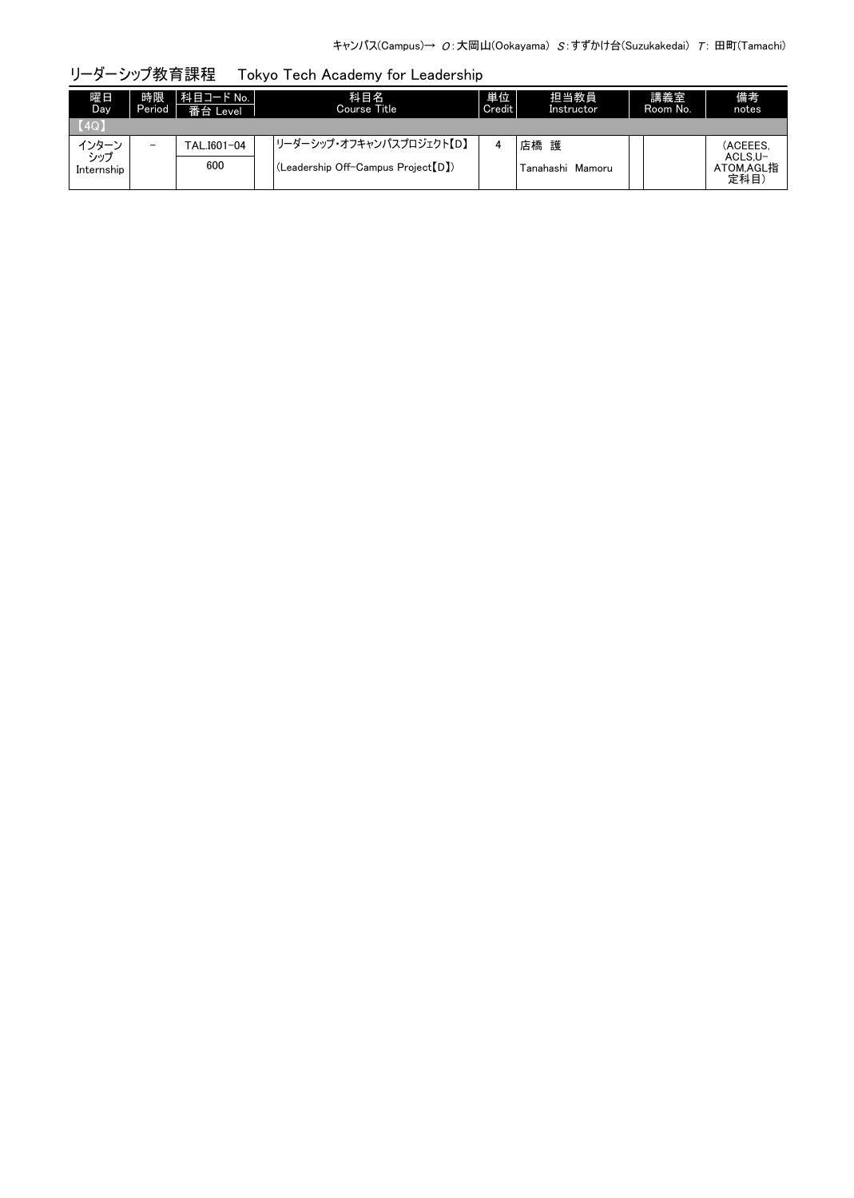キャンパス(Campus)→ O：大岡山(Ookayama) S：すずかけ台(Suzukakedai) T：田町(Tamachi)

## リーダーシップ教育課程　Tokyo Tech Academy for Leadership

| 曜日 Day | 時限 Period | 科目コード No. / 番台 Level | | 科目名 Course Title | 単位 Credit | 担当教員 Instructor | | 講義室 Room No. | 備考 notes |
|---|---|---|---|---|---|---|---|---|---|
| 【4Q】 | | | | | | | | | |
| インターンシップ Internship | － | TAL.I601-04 / 600 | | リーダーシップ・オフキャンパスプロジェクト【D】 (Leadership Off-Campus Project【D】) | 4 | 店橋 護 Tanahashi Mamoru | | | (ACEEES, ACLS,U-ATOM,AGL指定科目) |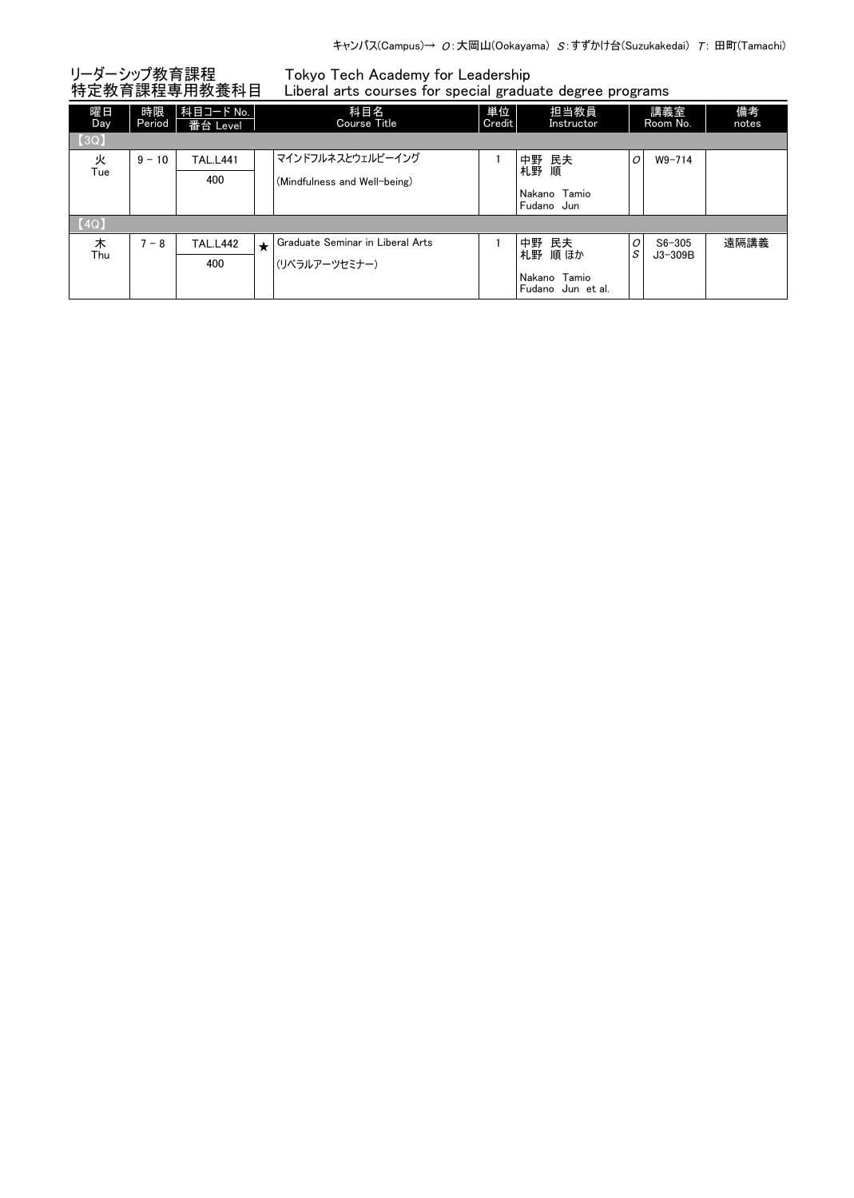キャンパス(Campus)→ O：大岡山(Ookayama) S：すずかけ台(Suzukakedai) T：田町(Tamachi)

# リーダーシップ教育課程 特定教育課程専用教養科目

# Tokyo Tech Academy for Leadership Liberal arts courses for special graduate degree programs

| 曜日 Day | 時限 Period | 科目コード No. 番台 Level | | 科目名 Course Title | 単位 Credit | 担当教員 Instructor | | 講義室 Room No. | 備考 notes |
|---|---|---|---|---|---|---|---|---|---|
| 【3Q】 | | | | | | | | | |
| 火 Tue | 9 － 10 | TAL.L441 400 | | マインドフルネスとウェルビーイング (Mindfulness and Well-being) | 1 | 中野 民夫 札野 順 Nakano Tamio Fudano Jun | O | W9-714 | |
| 【4Q】 | | | | | | | | | |
| 木 Thu | 7 － 8 | TAL.L442 400 | ★ | Graduate Seminar in Liberal Arts (リベラルアーツセミナー) | 1 | 中野 民夫 札野 順 ほか Nakano Tamio Fudano Jun et al. | O S | S6-305 J3-309B | 遠隔講義 |